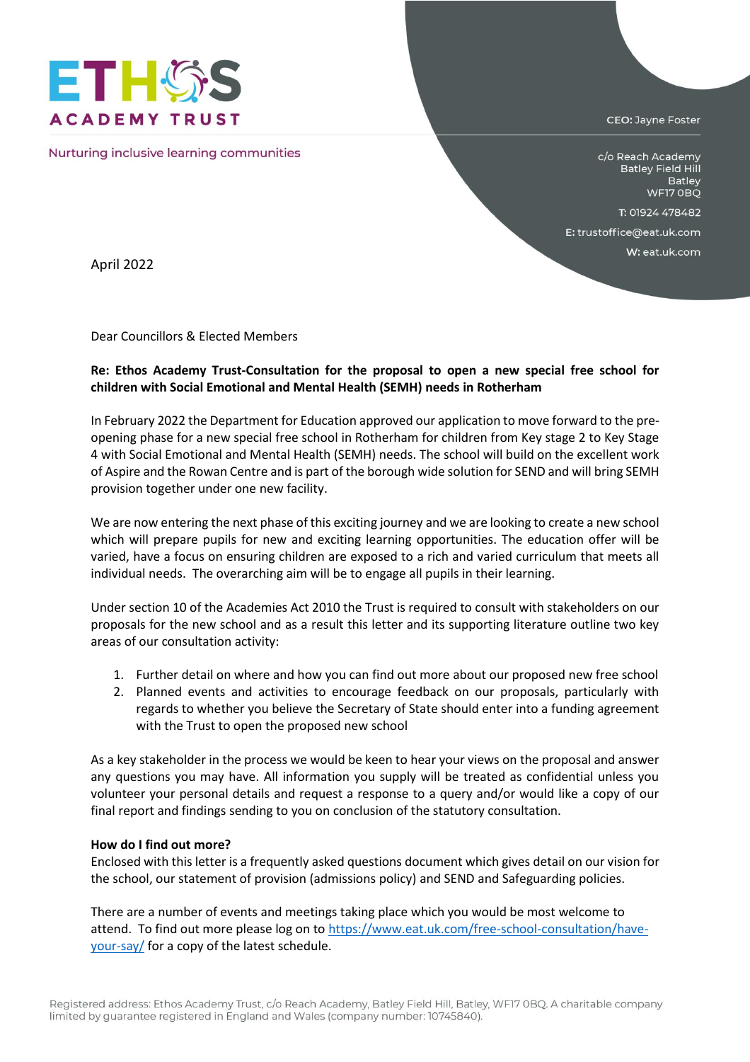ETHOS
ACADEMY TRUST

Nurturing inclusive learning communities

CEO: Jayne Foster

c/o Reach Academy
Batley Field Hill
Batley
WF17 0BQ

T: 01924 478482

E: trustoffice@eat.uk.com

W: eat.uk.com

April 2022

Dear Councillors & Elected Members

**Re: Ethos Academy Trust-Consultation for the proposal to open a new special free school for children with Social Emotional and Mental Health (SEMH) needs in Rotherham**

In February 2022 the Department for Education approved our application to move forward to the pre-opening phase for a new special free school in Rotherham for children from Key stage 2 to Key Stage 4 with Social Emotional and Mental Health (SEMH) needs. The school will build on the excellent work of Aspire and the Rowan Centre and is part of the borough wide solution for SEND and will bring SEMH provision together under one new facility.

We are now entering the next phase of this exciting journey and we are looking to create a new school which will prepare pupils for new and exciting learning opportunities. The education offer will be varied, have a focus on ensuring children are exposed to a rich and varied curriculum that meets all individual needs. The overarching aim will be to engage all pupils in their learning.

Under section 10 of the Academies Act 2010 the Trust is required to consult with stakeholders on our proposals for the new school and as a result this letter and its supporting literature outline two key areas of our consultation activity:

1. Further detail on where and how you can find out more about our proposed new free school
2. Planned events and activities to encourage feedback on our proposals, particularly with regards to whether you believe the Secretary of State should enter into a funding agreement with the Trust to open the proposed new school

As a key stakeholder in the process we would be keen to hear your views on the proposal and answer any questions you may have. All information you supply will be treated as confidential unless you volunteer your personal details and request a response to a query and/or would like a copy of our final report and findings sending to you on conclusion of the statutory consultation.

**How do I find out more?**
Enclosed with this letter is a frequently asked questions document which gives detail on our vision for the school, our statement of provision (admissions policy) and SEND and Safeguarding policies.

There are a number of events and meetings taking place which you would be most welcome to attend. To find out more please log on to [https://www.eat.uk.com/free-school-consultation/have-your-say/](https://www.eat.uk.com/free-school-consultation/have-your-say/) for a copy of the latest schedule.

Registered address: Ethos Academy Trust, c/o Reach Academy, Batley Field Hill, Batley, WF17 0BQ. A charitable company limited by guarantee registered in England and Wales (company number: 10745840).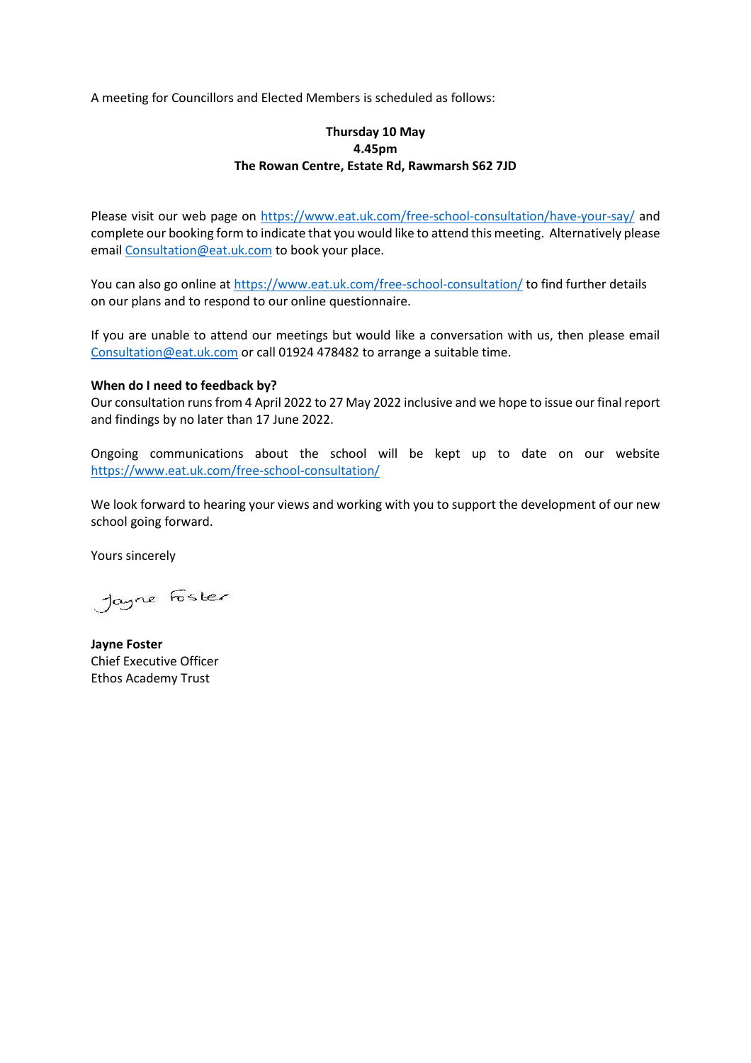A meeting for Councillors and Elected Members is scheduled as follows:

**Thursday 10 May**
**4.45pm**
**The Rowan Centre, Estate Rd, Rawmarsh S62 7JD**

Please visit our web page on https://www.eat.uk.com/free-school-consultation/have-your-say/ and complete our booking form to indicate that you would like to attend this meeting. Alternatively please email Consultation@eat.uk.com to book your place.

You can also go online at https://www.eat.uk.com/free-school-consultation/ to find further details on our plans and to respond to our online questionnaire.

If you are unable to attend our meetings but would like a conversation with us, then please email Consultation@eat.uk.com or call 01924 478482 to arrange a suitable time.

**When do I need to feedback by?**
Our consultation runs from 4 April 2022 to 27 May 2022 inclusive and we hope to issue our final report and findings by no later than 17 June 2022.

Ongoing communications about the school will be kept up to date on our website https://www.eat.uk.com/free-school-consultation/

We look forward to hearing your views and working with you to support the development of our new school going forward.

Yours sincerely

Jayne Foster

**Jayne Foster**
Chief Executive Officer
Ethos Academy Trust